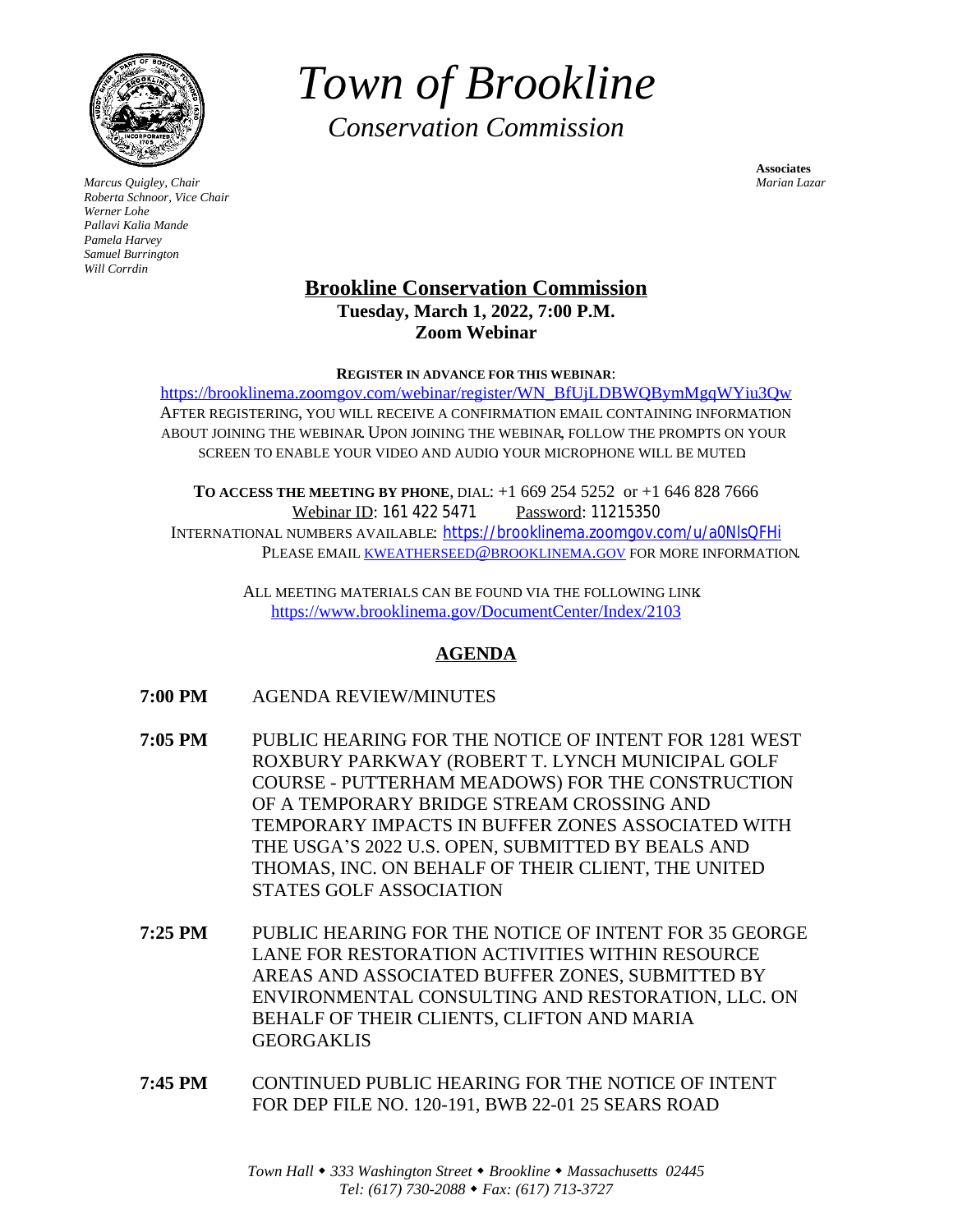# *Town of Brookline*

## *Conversation Commission*

*Marcus Quigley, Chair*
*Roberta Schnoor, Vice Chair*
*Werner Lohe*
*Pallavi Kalia Mande*
*Pamela Harvey*
*Samuel Burrington*
*Will Corrdin*

**Associates**
*Marian Lazar*

## Brookline Conservation Commission

**Tuesday, March 1, 2022, 7:00 P.M.**
**Zoom Webinar**

**REGISTER IN ADVANCE FOR THIS WEBINAR**:
https://brooklinema.zoomgov.com/webinar/register/WN_BfUjLDBWQBymMgqWYiu3Qw
AFTER REGISTERING, YOU WILL RECEIVE A CONFIRMATION EMAIL CONTAINING INFORMATION ABOUT JOINING THE WEBINAR. UPON JOINING THE WEBINAR, FOLLOW THE PROMPTS ON YOUR SCREEN TO ENABLE YOUR VIDEO AND AUDIO. YOUR MICROPHONE WILL BE MUTED.

**TO ACCESS THE MEETING BY PHONE**, DIAL: +1 669 254 5252 or +1 646 828 7666
Webinar ID: 161 422 5471 Password: 11215350
INTERNATIONAL NUMBERS AVAILABLE: https://brooklinema.zoomgov.com/u/a0NlsQFHi
PLEASE EMAIL KWEATHERSEED@BROOKLINEMA.GOV FOR MORE INFORMATION.

ALL MEETING MATERIALS CAN BE FOUND VIA THE FOLLOWING LINK:
https://www.brooklinema.gov/DocumentCenter/Index/2103

## AGENDA

**7:00 PM** AGENDA REVIEW/MINUTES

**7:05 PM** PUBLIC HEARING FOR THE NOTICE OF INTENT FOR 1281 WEST ROXBURY PARKWAY (ROBERT T. LYNCH MUNICIPAL GOLF COURSE - PUTTERHAM MEADOWS) FOR THE CONSTRUCTION OF A TEMPORARY BRIDGE STREAM CROSSING AND TEMPORARY IMPACTS IN BUFFER ZONES ASSOCIATED WITH THE USGA'S 2022 U.S. OPEN, SUBMITTED BY BEALS AND THOMAS, INC. ON BEHALF OF THEIR CLIENT, THE UNITED STATES GOLF ASSOCIATION

**7:25 PM** PUBLIC HEARING FOR THE NOTICE OF INTENT FOR 35 GEORGE LANE FOR RESTORATION ACTIVITIES WITHIN RESOURCE AREAS AND ASSOCIATED BUFFER ZONES, SUBMITTED BY ENVIRONMENTAL CONSULTING AND RESTORATION, LLC. ON BEHALF OF THEIR CLIENTS, CLIFTON AND MARIA GEORGAKLIS

**7:45 PM** CONTINUED PUBLIC HEARING FOR THE NOTICE OF INTENT FOR DEP FILE NO. 120-191, BWB 22-01 25 SEARS ROAD

*Town Hall ◆ 333 Washington Street ◆ Brookline ◆ Massachusetts 02445*
*Tel: (617) 730-2088 ◆ Fax: (617) 713-3727*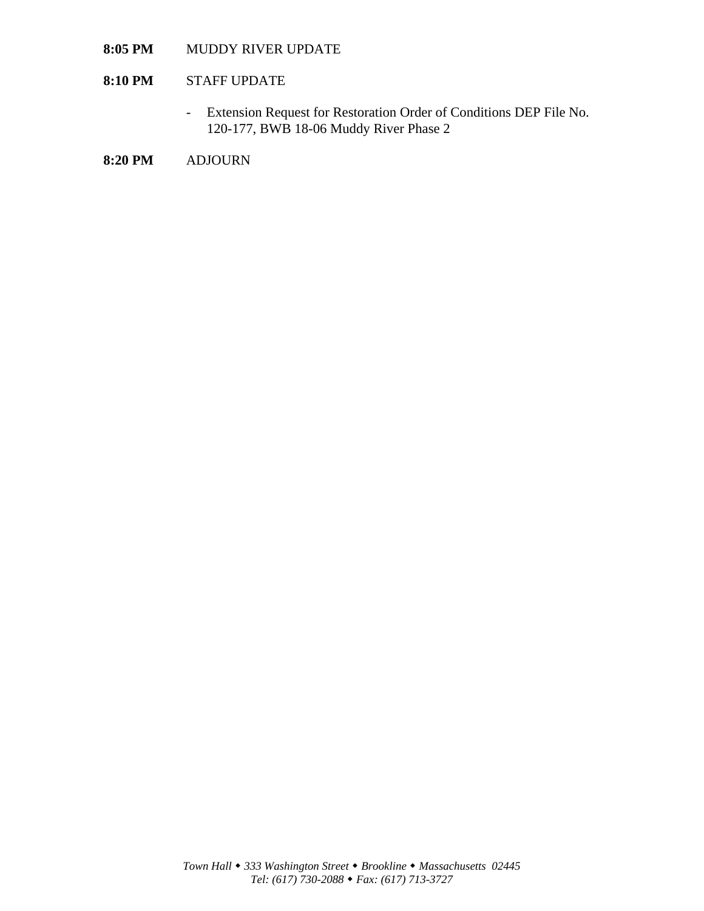**8:05 PM** MUDDY RIVER UPDATE

**8:10 PM** STAFF UPDATE

- Extension Request for Restoration Order of Conditions DEP File No. 120-177, BWB 18-06 Muddy River Phase 2

**8:20 PM** ADJOURN

*Town Hall ◆ 333 Washington Street ◆ Brookline ◆ Massachusetts 02445*
*Tel: (617) 730-2088 ◆ Fax: (617) 713-3727*